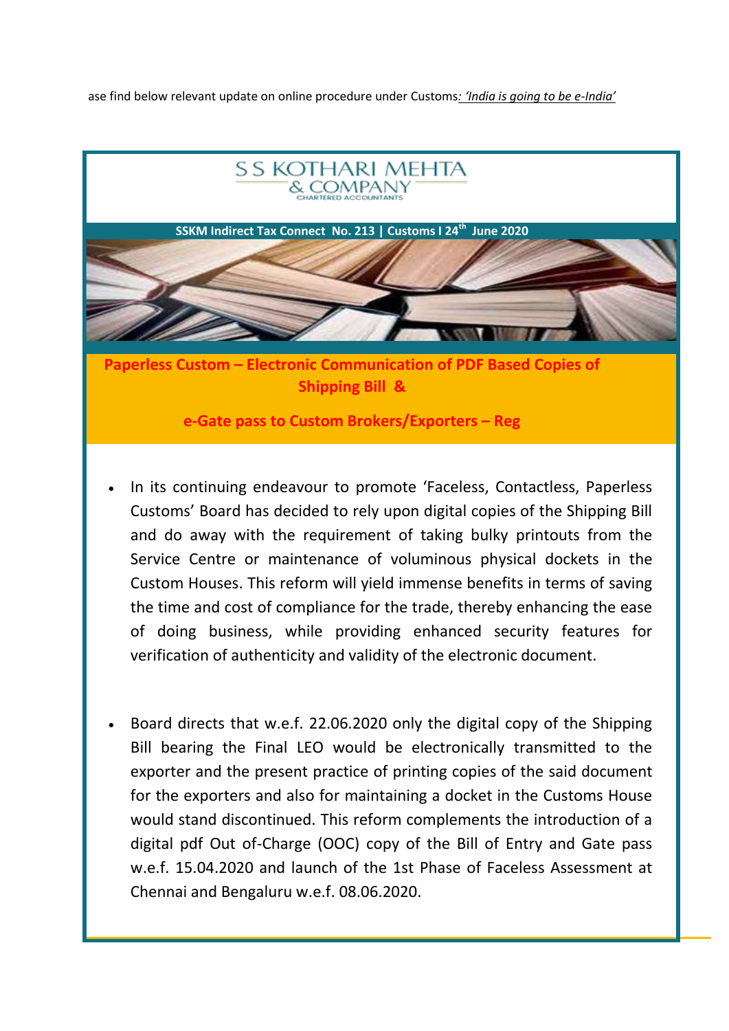ase find below relevant update on online procedure under Customs: *'India is going to be e-India'*

# S S KOTHARI MEHTA & COMPANY

CHARTERED ACCOUNTANTS

**SSKM Indirect Tax Connect No. 213 | Customs I 24th June 2020**

## Paperless Custom – Electronic Communication of PDF Based Copies of Shipping Bill & e-Gate pass to Custom Brokers/Exporters – Reg

- In its continuing endeavour to promote 'Faceless, Contactless, Paperless Customs' Board has decided to rely upon digital copies of the Shipping Bill and do away with the requirement of taking bulky printouts from the Service Centre or maintenance of voluminous physical dockets in the Custom Houses. This reform will yield immense benefits in terms of saving the time and cost of compliance for the trade, thereby enhancing the ease of doing business, while providing enhanced security features for verification of authenticity and validity of the electronic document.

- Board directs that w.e.f. 22.06.2020 only the digital copy of the Shipping Bill bearing the Final LEO would be electronically transmitted to the exporter and the present practice of printing copies of the said document for the exporters and also for maintaining a docket in the Customs House would stand discontinued. This reform complements the introduction of a digital pdf Out of-Charge (OOC) copy of the Bill of Entry and Gate pass w.e.f. 15.04.2020 and launch of the 1st Phase of Faceless Assessment at Chennai and Bengaluru w.e.f. 08.06.2020.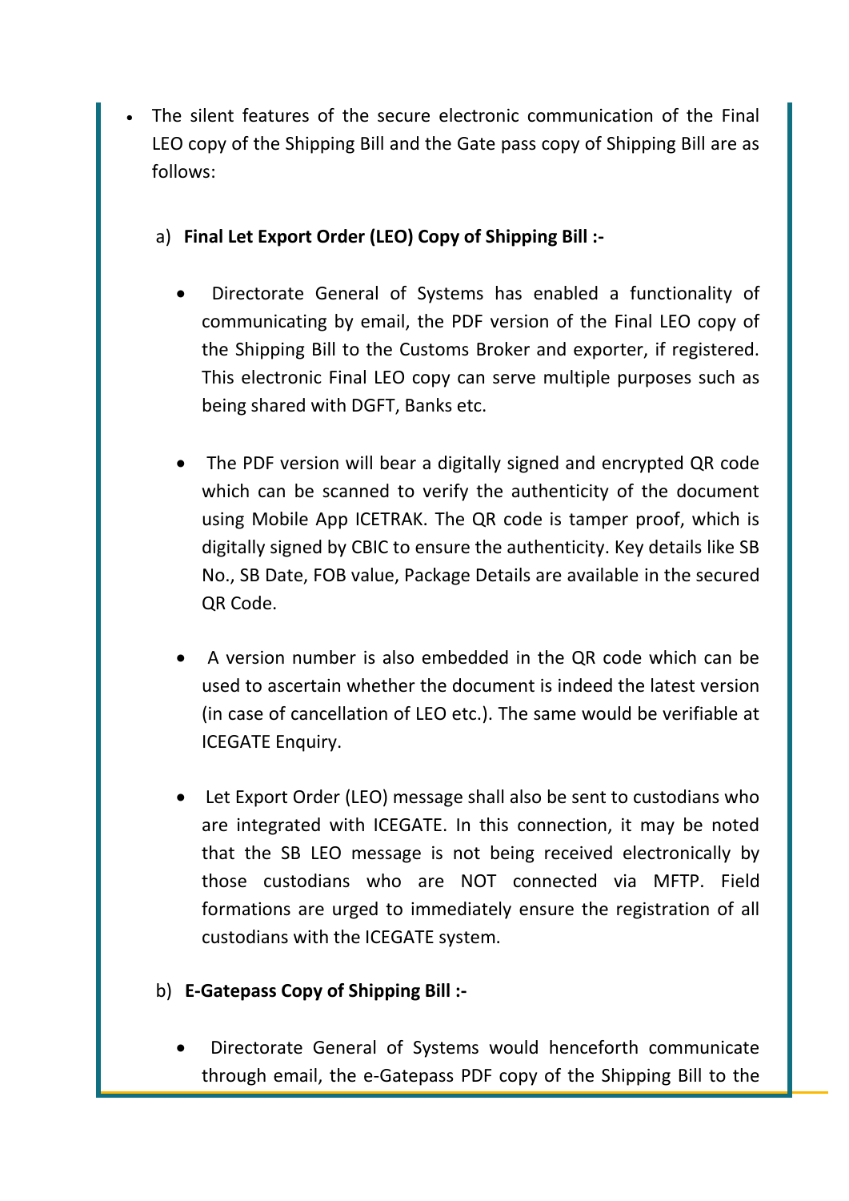- The silent features of the secure electronic communication of the Final LEO copy of the Shipping Bill and the Gate pass copy of Shipping Bill are as follows:

  a) **Final Let Export Order (LEO) Copy of Shipping Bill :-**

  - Directorate General of Systems has enabled a functionality of communicating by email, the PDF version of the Final LEO copy of the Shipping Bill to the Customs Broker and exporter, if registered. This electronic Final LEO copy can serve multiple purposes such as being shared with DGFT, Banks etc.

  - The PDF version will bear a digitally signed and encrypted QR code which can be scanned to verify the authenticity of the document using Mobile App ICETRAK. The QR code is tamper proof, which is digitally signed by CBIC to ensure the authenticity. Key details like SB No., SB Date, FOB value, Package Details are available in the secured QR Code.

  - A version number is also embedded in the QR code which can be used to ascertain whether the document is indeed the latest version (in case of cancellation of LEO etc.). The same would be verifiable at ICEGATE Enquiry.

  - Let Export Order (LEO) message shall also be sent to custodians who are integrated with ICEGATE. In this connection, it may be noted that the SB LEO message is not being received electronically by those custodians who are NOT connected via MFTP. Field formations are urged to immediately ensure the registration of all custodians with the ICEGATE system.

  b) **E-Gatepass Copy of Shipping Bill :-**

  - Directorate General of Systems would henceforth communicate through email, the e-Gatepass PDF copy of the Shipping Bill to the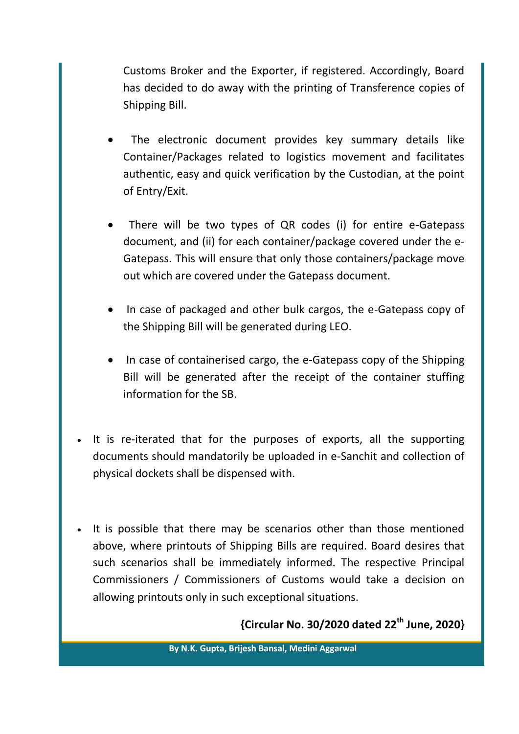Customs Broker and the Exporter, if registered. Accordingly, Board has decided to do away with the printing of Transference copies of Shipping Bill.

- The electronic document provides key summary details like Container/Packages related to logistics movement and facilitates authentic, easy and quick verification by the Custodian, at the point of Entry/Exit.

- There will be two types of QR codes (i) for entire e-Gatepass document, and (ii) for each container/package covered under the e-Gatepass. This will ensure that only those containers/package move out which are covered under the Gatepass document.

- In case of packaged and other bulk cargos, the e-Gatepass copy of the Shipping Bill will be generated during LEO.

- In case of containerised cargo, the e-Gatepass copy of the Shipping Bill will be generated after the receipt of the container stuffing information for the SB.

- It is re-iterated that for the purposes of exports, all the supporting documents should mandatorily be uploaded in e-Sanchit and collection of physical dockets shall be dispensed with.

- It is possible that there may be scenarios other than those mentioned above, where printouts of Shipping Bills are required. Board desires that such scenarios shall be immediately informed. The respective Principal Commissioners / Commissioners of Customs would take a decision on allowing printouts only in such exceptional situations.

**{Circular No. 30/2020 dated 22th June, 2020}**

**By N.K. Gupta, Brijesh Bansal, Medini Aggarwal**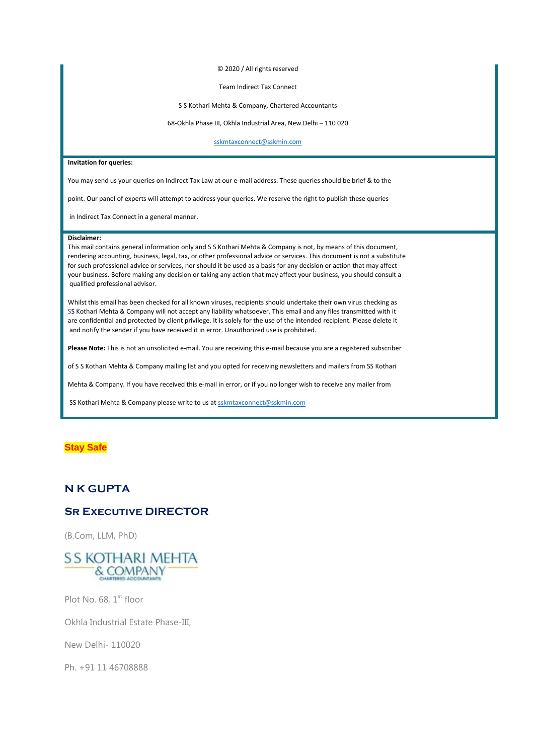© 2020 / All rights reserved

Team Indirect Tax Connect

S S Kothari Mehta & Company, Chartered Accountants

68-Okhla Phase III, Okhla Industrial Area, New Delhi – 110 020

sskmtaxconnect@sskmin.com

**Invitation for queries:**

You may send us your queries on Indirect Tax Law at our e-mail address. These queries should be brief & to the point. Our panel of experts will attempt to address your queries. We reserve the right to publish these queries in Indirect Tax Connect in a general manner.

**Disclaimer:**

This mail contains general information only and S S Kothari Mehta & Company is not, by means of this document, rendering accounting, business, legal, tax, or other professional advice or services. This document is not a substitute for such professional advice or services, nor should it be used as a basis for any decision or action that may affect your business. Before making any decision or taking any action that may affect your business, you should consult a qualified professional advisor.

Whilst this email has been checked for all known viruses, recipients should undertake their own virus checking as SS Kothari Mehta & Company will not accept any liability whatsoever. This email and any files transmitted with it are confidential and protected by client privilege. It is solely for the use of the intended recipient. Please delete it and notify the sender if you have received it in error. Unauthorized use is prohibited.

**Please Note:** This is not an unsolicited e-mail. You are receiving this e-mail because you are a registered subscriber of S S Kothari Mehta & Company mailing list and you opted for receiving newsletters and mailers from SS Kothari Mehta & Company. If you have received this e-mail in error, or if you no longer wish to receive any mailer from SS Kothari Mehta & Company please write to us at sskmtaxconnect@sskmin.com

**Stay Safe**

**N K GUPTA**

**SR EXECUTIVE DIRECTOR**

(B.Com, LLM, PhD)

S S KOTHARI MEHTA & COMPANY
CHARTERED ACCOUNTANTS

Plot No. 68, 1st floor

Okhla Industrial Estate Phase-III,

New Delhi- 110020

Ph. +91 11 46708888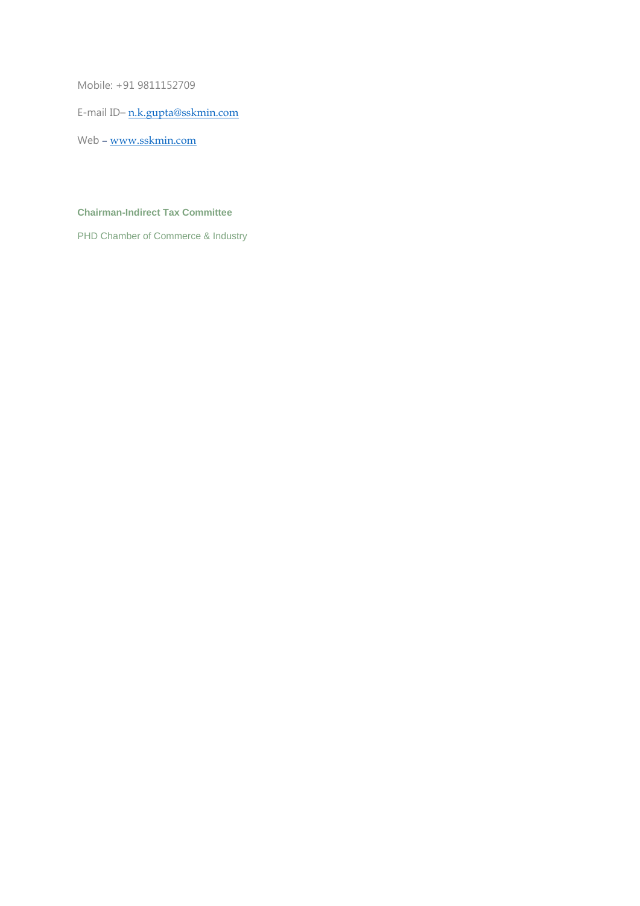Mobile: +91 9811152709

E-mail ID– n.k.gupta@sskmin.com

Web – www.sskmin.com

**Chairman-Indirect Tax Committee**

PHD Chamber of Commerce & Industry